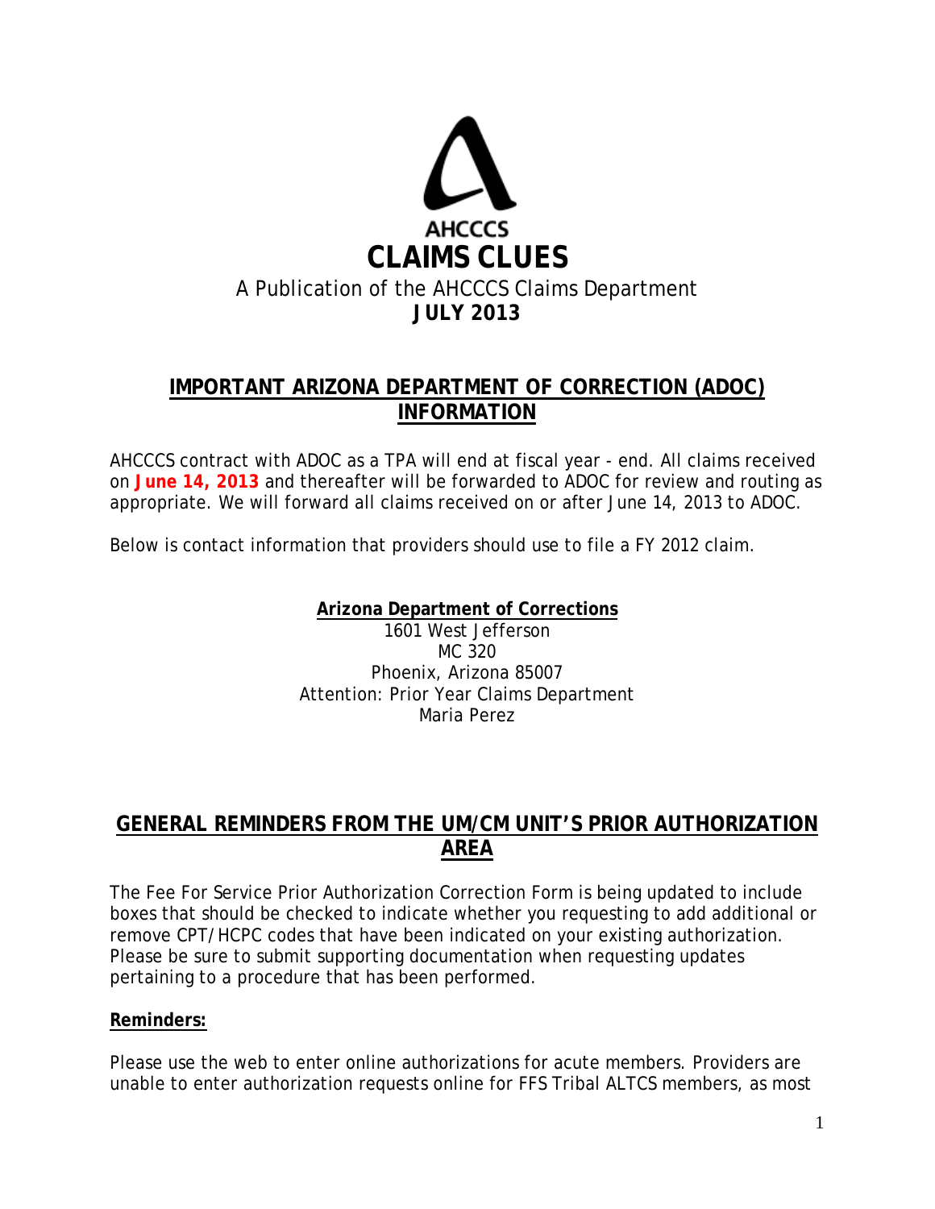AHCCCS

# CLAIMS CLUES

A Publication of the AHCCCS Claims Department

**JULY 2013**

## IMPORTANT ARIZONA DEPARTMENT OF CORRECTION (ADOC) INFORMATION

AHCCCS contract with ADOC as a TPA will end at fiscal year - end. All claims received on **June 14, 2013** and thereafter will be forwarded to ADOC for review and routing as appropriate. We will forward all claims received on or after June 14, 2013 to ADOC.

Below is contact information that providers should use to file a FY 2012 claim.

**Arizona Department of Corrections**
1601 West Jefferson
MC 320
Phoenix, Arizona 85007
Attention: Prior Year Claims Department
Maria Perez

## GENERAL REMINDERS FROM THE UM/CM UNIT'S PRIOR AUTHORIZATION AREA

The Fee For Service Prior Authorization Correction Form is being updated to include boxes that should be checked to indicate whether you requesting to add additional or remove CPT/HCPC codes that have been indicated on your existing authorization. Please be sure to submit supporting documentation when requesting updates pertaining to a procedure that has been performed.

**Reminders:**

Please use the web to enter online authorizations for acute members. Providers are unable to enter authorization requests online for FFS Tribal ALTCS members, as most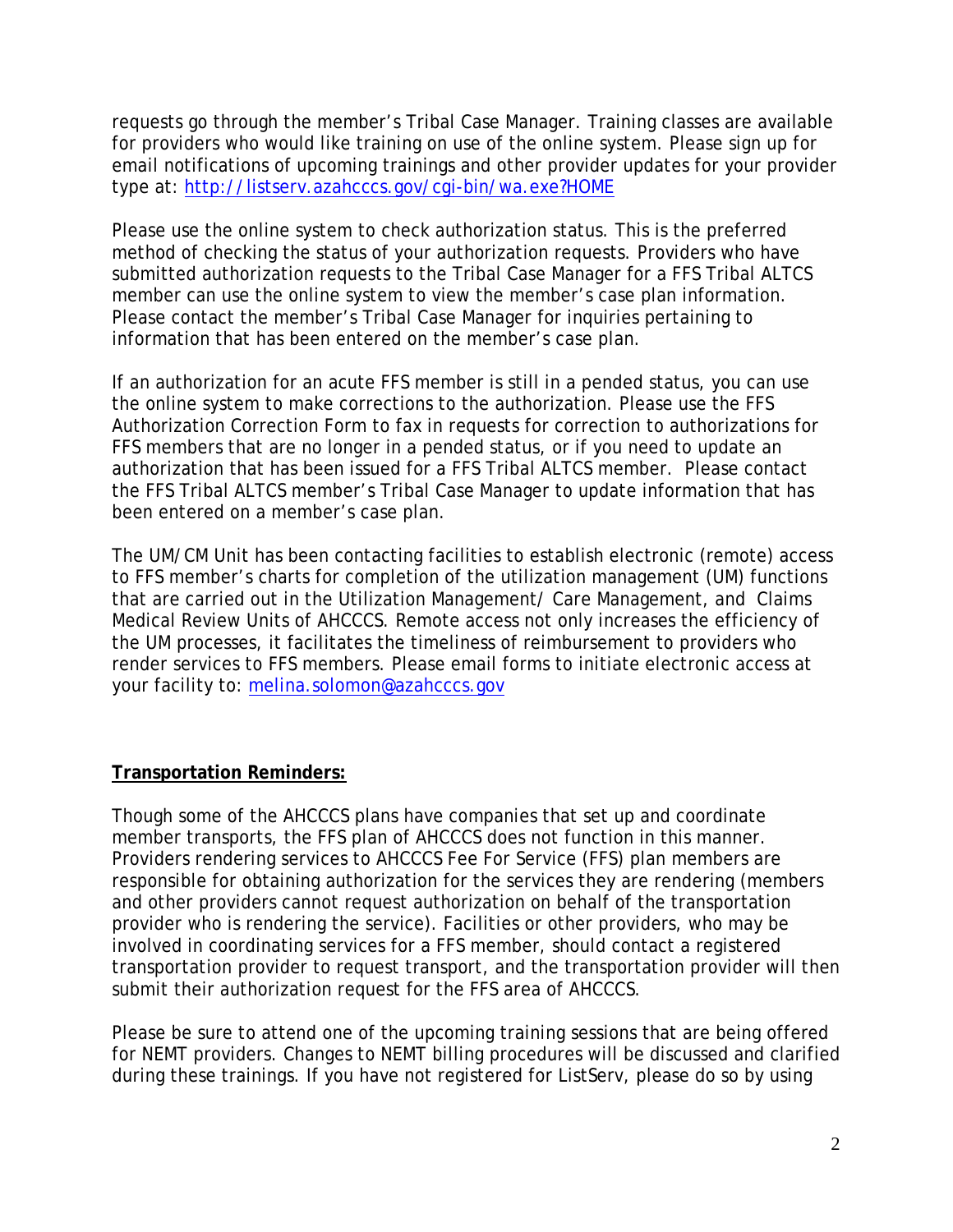requests go through the member's Tribal Case Manager. Training classes are available for providers who would like training on use of the online system. Please sign up for email notifications of upcoming trainings and other provider updates for your provider type at: http://listserv.azahcccs.gov/cgi-bin/wa.exe?HOME

Please use the online system to check authorization status. This is the preferred method of checking the status of your authorization requests. Providers who have submitted authorization requests to the Tribal Case Manager for a FFS Tribal ALTCS member can use the online system to view the member's case plan information. Please contact the member's Tribal Case Manager for inquiries pertaining to information that has been entered on the member's case plan.

If an authorization for an acute FFS member is still in a pended status, you can use the online system to make corrections to the authorization. Please use the FFS Authorization Correction Form to fax in requests for correction to authorizations for FFS members that are no longer in a pended status, or if you need to update an authorization that has been issued for a FFS Tribal ALTCS member. Please contact the FFS Tribal ALTCS member's Tribal Case Manager to update information that has been entered on a member's case plan.

The UM/CM Unit has been contacting facilities to establish electronic (remote) access to FFS member's charts for completion of the utilization management (UM) functions that are carried out in the Utilization Management/ Care Management, and Claims Medical Review Units of AHCCCS. Remote access not only increases the efficiency of the UM processes, it facilitates the timeliness of reimbursement to providers who render services to FFS members. Please email forms to initiate electronic access at your facility to: melina.solomon@azahcccs.gov

**Transportation Reminders:**

Though some of the AHCCCS plans have companies that set up and coordinate member transports, the FFS plan of AHCCCS does not function in this manner. Providers rendering services to AHCCCS Fee For Service (FFS) plan members are responsible for obtaining authorization for the services they are rendering (members and other providers cannot request authorization on behalf of the transportation provider who is rendering the service). Facilities or other providers, who may be involved in coordinating services for a FFS member, should contact a registered transportation provider to request transport, and the transportation provider will then submit their authorization request for the FFS area of AHCCCS.

Please be sure to attend one of the upcoming training sessions that are being offered for NEMT providers. Changes to NEMT billing procedures will be discussed and clarified during these trainings. If you have not registered for ListServ, please do so by using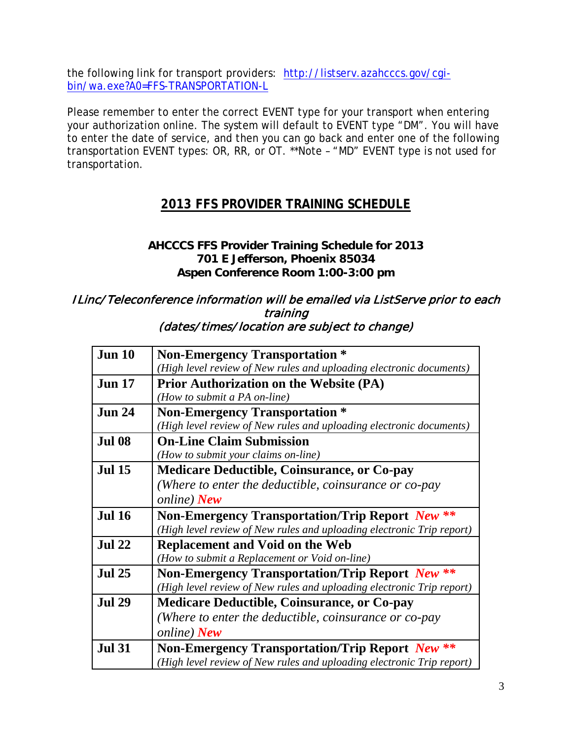the following link for transport providers: [http://listserv.azahcccs.gov/cgi-bin/wa.exe?A0=FFS-TRANSPORTATION-L](http://listserv.azahcccs.gov/cgi-bin/wa.exe?A0=FFS-TRANSPORTATION-L)

Please remember to enter the correct EVENT type for your transport when entering your authorization online. The system will default to EVENT type "DM". You will have to enter the date of service, and then you can go back and enter one of the following transportation EVENT types: OR, RR, or OT. **Note – "MD" EVENT type is not used for transportation.

## 2013 FFS PROVIDER TRAINING SCHEDULE

**AHCCCS FFS Provider Training Schedule for 2013**
**701 E Jefferson, Phoenix 85034**
**Aspen Conference Room 1:00-3:00 pm**

*ILinc/Teleconference information will be emailed via ListServe prior to each training*
*(dates/times/location are subject to change)*

| Date | Training |
|---|---|
| **Jun 10** | **Non-Emergency Transportation *** <br> *(High level review of New rules and uploading electronic documents)* |
| **Jun 17** | **Prior Authorization on the Website (PA)** <br> *(How to submit a PA on-line)* |
| **Jun 24** | **Non-Emergency Transportation *** <br> *(High level review of New rules and uploading electronic documents)* |
| **Jul 08** | **On-Line Claim Submission** <br> *(How to submit your claims on-line)* |
| **Jul 15** | **Medicare Deductible, Coinsurance, or Co-pay** <br> *(Where to enter the deductible, coinsurance or co-pay online)* ***New*** |
| **Jul 16** | **Non-Emergency Transportation/Trip Report** ***New ***** <br> *(High level review of New rules and uploading electronic Trip report)* |
| **Jul 22** | **Replacement and Void on the Web** <br> *(How to submit a Replacement or Void on-line)* |
| **Jul 25** | **Non-Emergency Transportation/Trip Report** ***New ***** <br> *(High level review of New rules and uploading electronic Trip report)* |
| **Jul 29** | **Medicare Deductible, Coinsurance, or Co-pay** <br> *(Where to enter the deductible, coinsurance or co-pay online)* ***New*** |
| **Jul 31** | **Non-Emergency Transportation/Trip Report** ***New ***** <br> *(High level review of New rules and uploading electronic Trip report)* |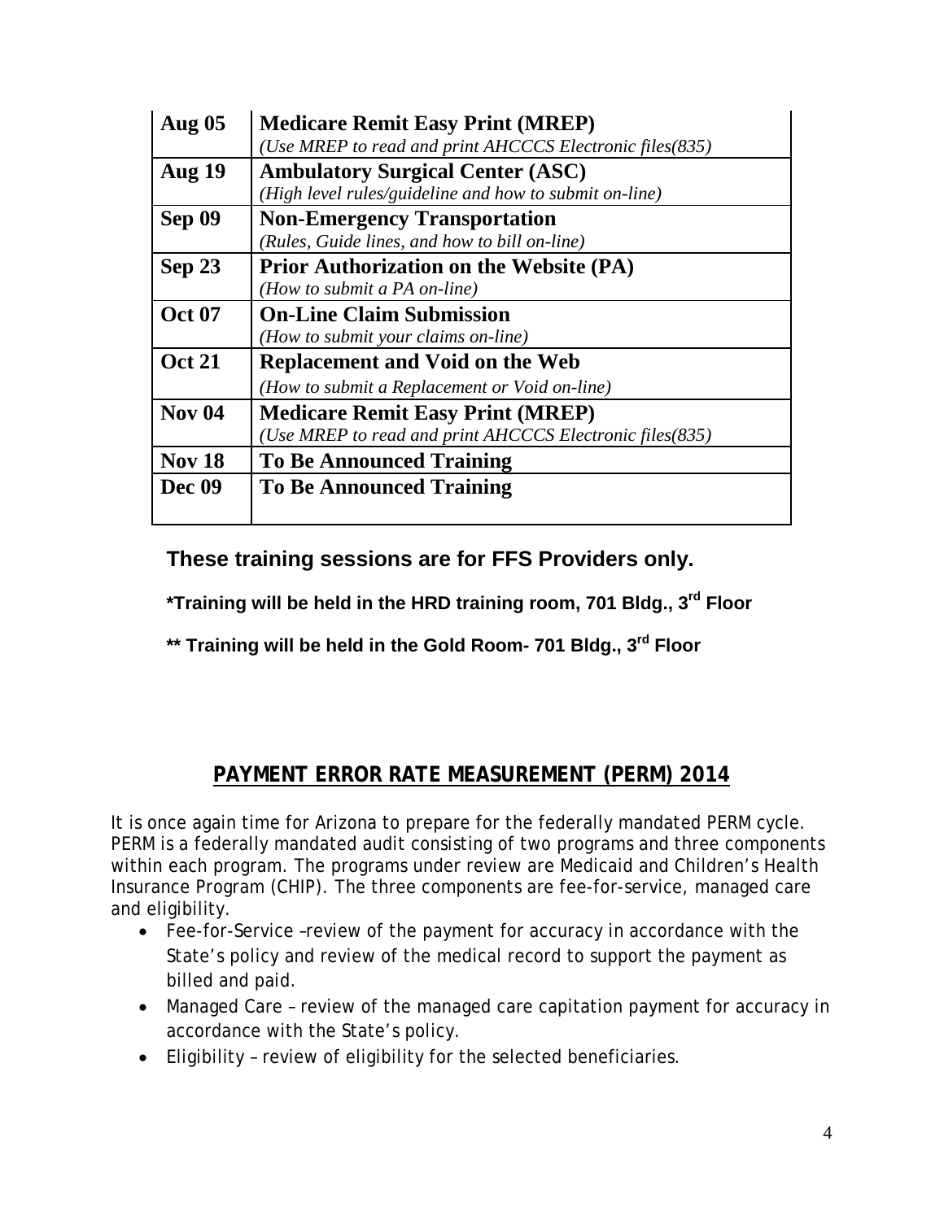| | |
|---|---|
| **Aug 05** | **Medicare Remit Easy Print (MREP)**<br>*(Use MREP to read and print AHCCCS Electronic files(835)* |
| **Aug 19** | **Ambulatory Surgical Center (ASC)**<br>*(High level rules/guideline and how to submit on-line)* |
| **Sep 09** | **Non-Emergency Transportation**<br>*(Rules, Guide lines, and how to bill on-line)* |
| **Sep 23** | **Prior Authorization on the Website (PA)**<br>*(How to submit a PA on-line)* |
| **Oct 07** | **On-Line Claim Submission**<br>*(How to submit your claims on-line)* |
| **Oct 21** | **Replacement and Void on the Web**<br>*(How to submit a Replacement or Void on-line)* |
| **Nov 04** | **Medicare Remit Easy Print (MREP)**<br>*(Use MREP to read and print AHCCCS Electronic files(835)* |
| **Nov 18** | **To Be Announced Training** |
| **Dec 09** | **To Be Announced Training** |

**These training sessions are for FFS Providers only.**

***Training will be held in the HRD training room, 701 Bldg., 3rd Floor**

****** Training will be held in the Gold Room- 701 Bldg., 3rd Floor**

## PAYMENT ERROR RATE MEASUREMENT (PERM) 2014

It is once again time for Arizona to prepare for the federally mandated PERM cycle. PERM is a federally mandated audit consisting of two programs and three components within each program. The programs under review are Medicaid and Children's Health Insurance Program (CHIP). The three components are fee-for-service, managed care and eligibility.

- Fee-for-Service –review of the payment for accuracy in accordance with the State's policy and review of the medical record to support the payment as billed and paid.
- Managed Care – review of the managed care capitation payment for accuracy in accordance with the State's policy.
- Eligibility – review of eligibility for the selected beneficiaries.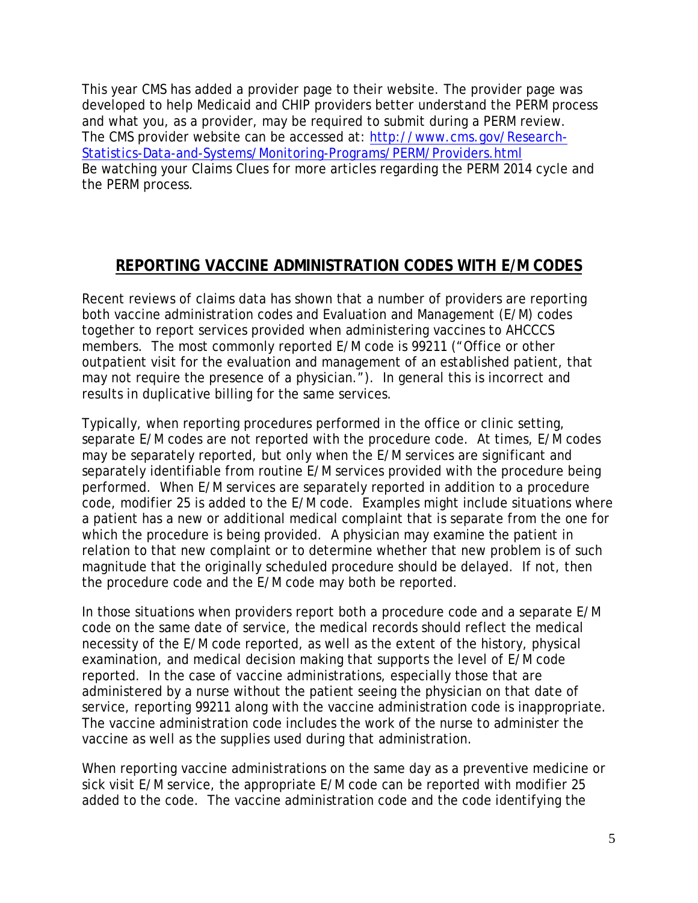This year CMS has added a provider page to their website. The provider page was developed to help Medicaid and CHIP providers better understand the PERM process and what you, as a provider, may be required to submit during a PERM review. The CMS provider website can be accessed at: [http://www.cms.gov/Research-Statistics-Data-and-Systems/Monitoring-Programs/PERM/Providers.html](http://www.cms.gov/Research-Statistics-Data-and-Systems/Monitoring-Programs/PERM/Providers.html)
Be watching your Claims Clues for more articles regarding the PERM 2014 cycle and the PERM process.

## REPORTING VACCINE ADMINISTRATION CODES WITH E/M CODES

Recent reviews of claims data has shown that a number of providers are reporting both vaccine administration codes and Evaluation and Management (E/M) codes together to report services provided when administering vaccines to AHCCCS members. The most commonly reported E/M code is 99211 ("Office or other outpatient visit for the evaluation and management of an established patient, that may not require the presence of a physician."). In general this is incorrect and results in duplicative billing for the same services.

Typically, when reporting procedures performed in the office or clinic setting, separate E/M codes are not reported with the procedure code. At times, E/M codes may be separately reported, but only when the E/M services are significant and separately identifiable from routine E/M services provided with the procedure being performed. When E/M services are separately reported in addition to a procedure code, modifier 25 is added to the E/M code. Examples might include situations where a patient has a new or additional medical complaint that is separate from the one for which the procedure is being provided. A physician may examine the patient in relation to that new complaint or to determine whether that new problem is of such magnitude that the originally scheduled procedure should be delayed. If not, then the procedure code and the E/M code may both be reported.

In those situations when providers report both a procedure code and a separate E/M code on the same date of service, the medical records should reflect the medical necessity of the E/M code reported, as well as the extent of the history, physical examination, and medical decision making that supports the level of E/M code reported. In the case of vaccine administrations, especially those that are administered by a nurse without the patient seeing the physician on that date of service, reporting 99211 along with the vaccine administration code is inappropriate. The vaccine administration code includes the work of the nurse to administer the vaccine as well as the supplies used during that administration.

When reporting vaccine administrations on the same day as a preventive medicine or sick visit E/M service, the appropriate E/M code can be reported with modifier 25 added to the code. The vaccine administration code and the code identifying the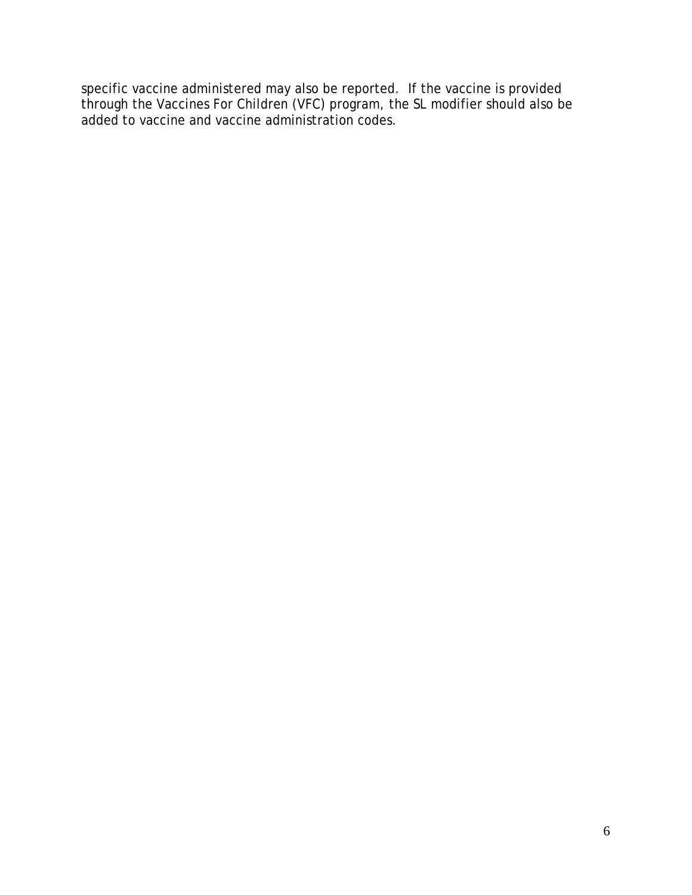specific vaccine administered may also be reported. If the vaccine is provided through the Vaccines For Children (VFC) program, the SL modifier should also be added to vaccine and vaccine administration codes.